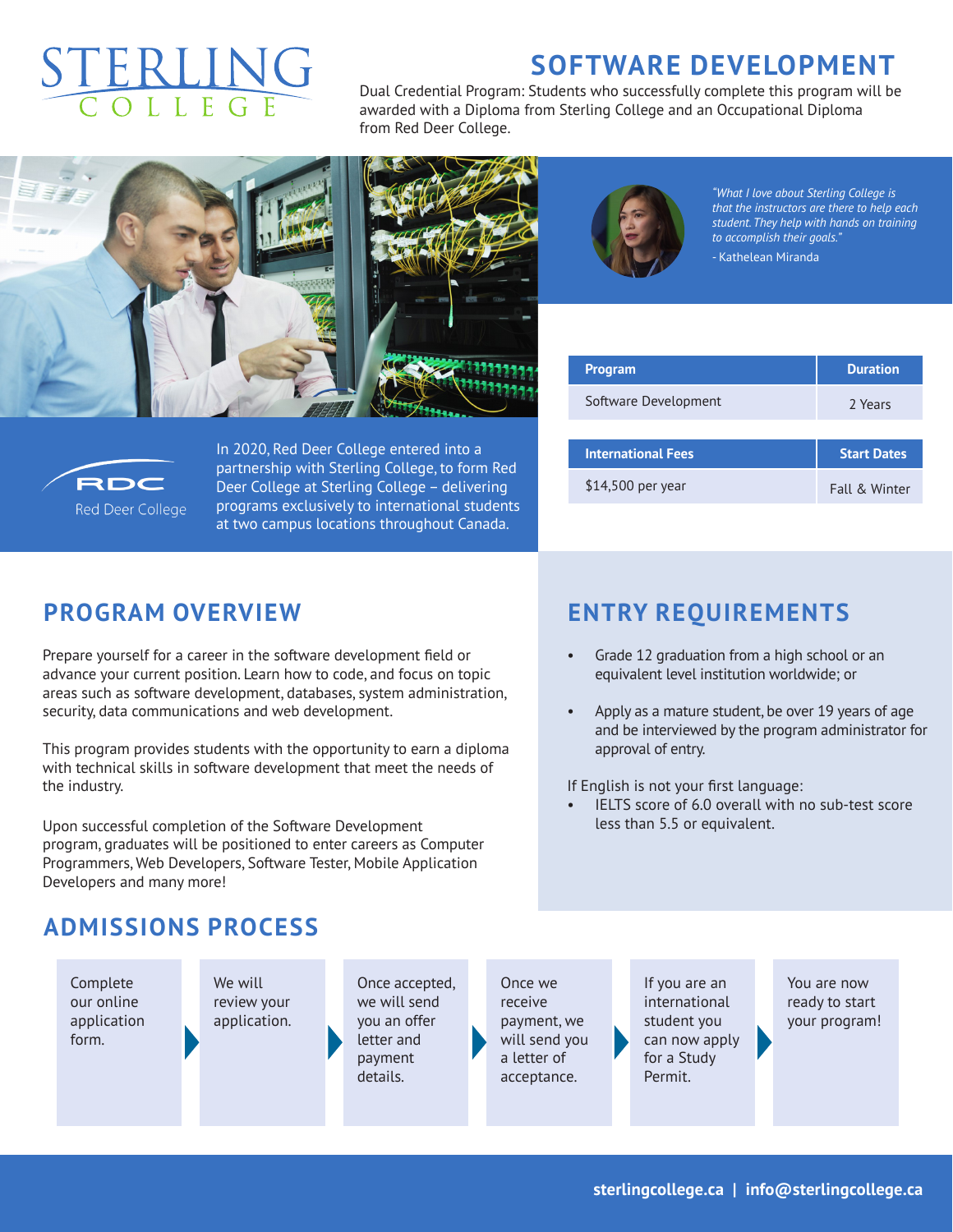# STERLING COLLEGE

## SOFTWARE DEVELOPMENT

Dual Credential Program: Students who successfully complete this program will be awarded with a Diploma from Sterling College and an Occupational Diploma from Red Deer College.

*"What I love about Sterling College is that the instructors are there to help each student. They help with hands on training to accomplish their goals."*
- Kathelean Miranda

RDC Red Deer College

In 2020, Red Deer College entered into a partnership with Sterling College, to form Red Deer College at Sterling College – delivering programs exclusively to international students at two campus locations throughout Canada.

| Program | Duration |
| --- | --- |
| Software Development | 2 Years |

| International Fees | Start Dates |
| --- | --- |
| $14,500 per year | Fall & Winter |

## PROGRAM OVERVIEW

Prepare yourself for a career in the software development field or advance your current position. Learn how to code, and focus on topic areas such as software development, databases, system administration, security, data communications and web development.

This program provides students with the opportunity to earn a diploma with technical skills in software development that meet the needs of the industry.

Upon successful completion of the Software Development program, graduates will be positioned to enter careers as Computer Programmers, Web Developers, Software Tester, Mobile Application Developers and many more!

## ENTRY REQUIREMENTS

- Grade 12 graduation from a high school or an equivalent level institution worldwide; or
- Apply as a mature student, be over 19 years of age and be interviewed by the program administrator for approval of entry.

If English is not your first language:
- IELTS score of 6.0 overall with no sub-test score less than 5.5 or equivalent.

## ADMISSIONS PROCESS

1. Complete our online application form.
2. We will review your application.
3. Once accepted, we will send you an offer letter and payment details.
4. Once we receive payment, we will send you a letter of acceptance.
5. If you are an international student you can now apply for a Study Permit.
6. You are now ready to start your program!

sterlingcollege.ca | info@sterlingcollege.ca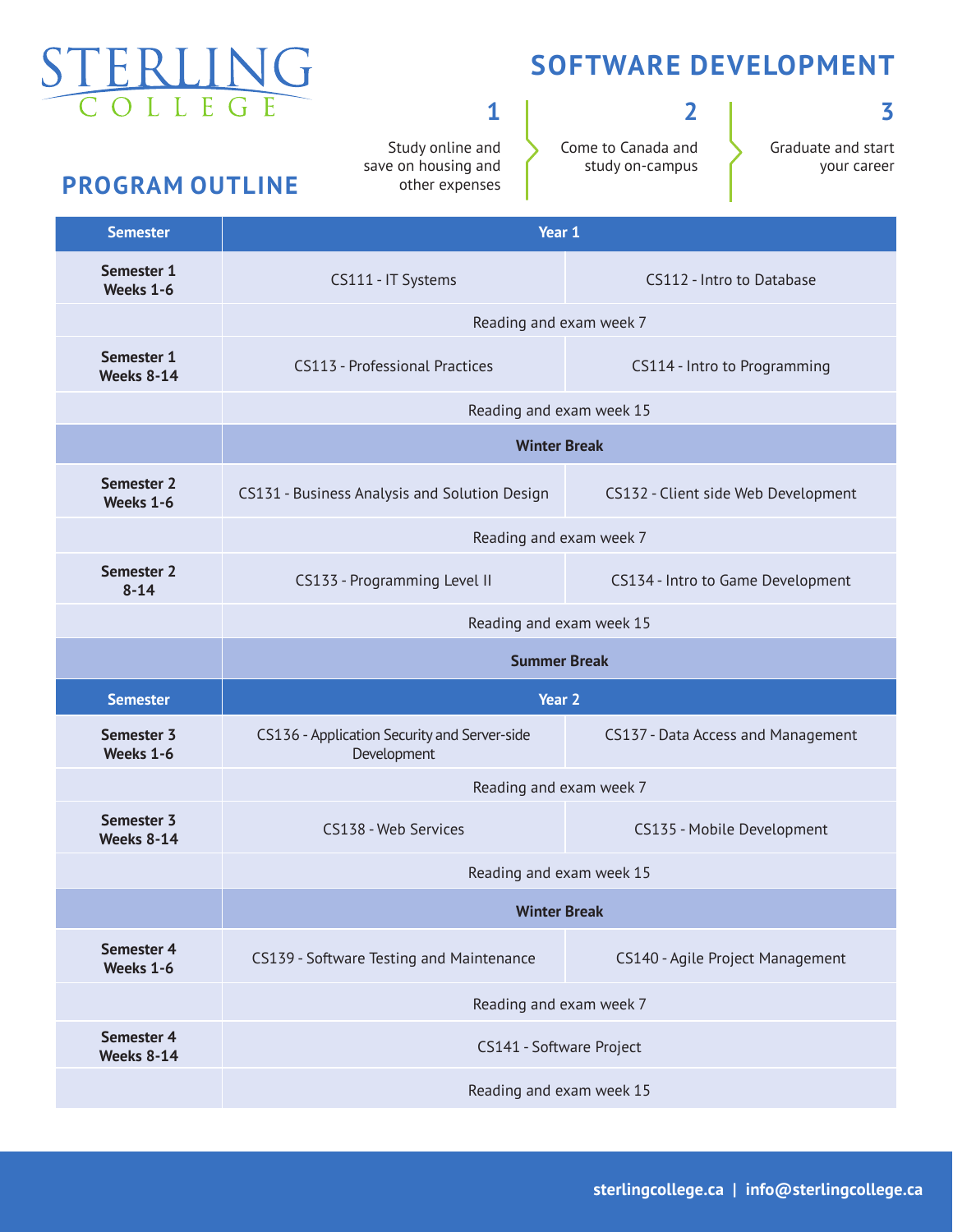STERLING COLLEGE

# SOFTWARE DEVELOPMENT

**1** Study online and save on housing and other expenses

**2** Come to Canada and study on-campus

**3** Graduate and start your career

## PROGRAM OUTLINE

| Semester | Year 1 | |
|---|---|---|
| **Semester 1 Weeks 1-6** | CS111 - IT Systems | CS112 - Intro to Database |
| | Reading and exam week 7 | |
| **Semester 1 Weeks 8-14** | CS113 - Professional Practices | CS114 - Intro to Programming |
| | Reading and exam week 15 | |
| | **Winter Break** | |
| **Semester 2 Weeks 1-6** | CS131 - Business Analysis and Solution Design | CS132 - Client side Web Development |
| | Reading and exam week 7 | |
| **Semester 2 8-14** | CS133 - Programming Level II | CS134 - Intro to Game Development |
| | Reading and exam week 15 | |
| | **Summer Break** | |
| **Semester** | **Year 2** | |
| **Semester 3 Weeks 1-6** | CS136 - Application Security and Server-side Development | CS137 - Data Access and Management |
| | Reading and exam week 7 | |
| **Semester 3 Weeks 8-14** | CS138 - Web Services | CS135 - Mobile Development |
| | Reading and exam week 15 | |
| | **Winter Break** | |
| **Semester 4 Weeks 1-6** | CS139 - Software Testing and Maintenance | CS140 - Agile Project Management |
| | Reading and exam week 7 | |
| **Semester 4 Weeks 8-14** | CS141 - Software Project | |
| | Reading and exam week 15 | |

sterlingcollege.ca | info@sterlingcollege.ca